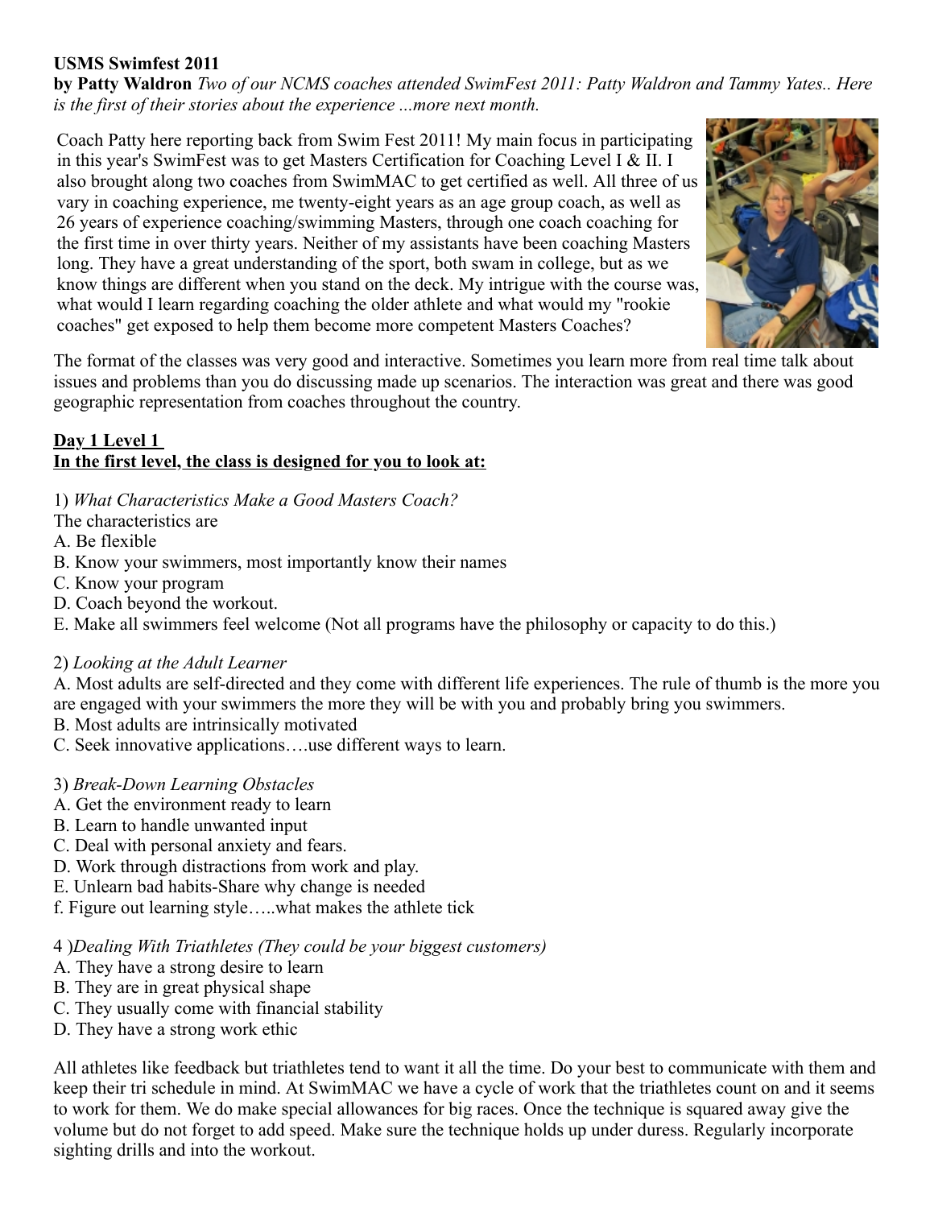**USMS Swimfest 2011**

**by Patty Waldron** *Two of our NCMS coaches attended SwimFest 2011: Patty Waldron and Tammy Yates.. Here is the first of their stories about the experience ...more next month.*

Coach Patty here reporting back from Swim Fest 2011! My main focus in participating in this year's SwimFest was to get Masters Certification for Coaching Level I & II. I also brought along two coaches from SwimMAC to get certified as well. All three of us vary in coaching experience, me twenty-eight years as an age group coach, as well as 26 years of experience coaching/swimming Masters, through one coach coaching for the first time in over thirty years. Neither of my assistants have been coaching Masters long. They have a great understanding of the sport, both swam in college, but as we know things are different when you stand on the deck. My intrigue with the course was, what would I learn regarding coaching the older athlete and what would my "rookie coaches" get exposed to help them become more competent Masters Coaches?

The format of the classes was very good and interactive. Sometimes you learn more from real time talk about issues and problems than you do discussing made up scenarios. The interaction was great and there was good geographic representation from coaches throughout the country.

**Day 1 Level 1**
**In the first level, the class is designed for you to look at:**

1) *What Characteristics Make a Good Masters Coach?*
The characteristics are
A. Be flexible
B. Know your swimmers, most importantly know their names
C. Know your program
D. Coach beyond the workout.
E. Make all swimmers feel welcome (Not all programs have the philosophy or capacity to do this.)

2) *Looking at the Adult Learner*
A. Most adults are self-directed and they come with different life experiences. The rule of thumb is the more you are engaged with your swimmers the more they will be with you and probably bring you swimmers.
B. Most adults are intrinsically motivated
C. Seek innovative applications….use different ways to learn.

3) *Break-Down Learning Obstacles*
A. Get the environment ready to learn
B. Learn to handle unwanted input
C. Deal with personal anxiety and fears.
D. Work through distractions from work and play.
E. Unlearn bad habits-Share why change is needed
f. Figure out learning style…..what makes the athlete tick

4 )*Dealing With Triathletes (They could be your biggest customers)*
A. They have a strong desire to learn
B. They are in great physical shape
C. They usually come with financial stability
D. They have a strong work ethic

All athletes like feedback but triathletes tend to want it all the time. Do your best to communicate with them and keep their tri schedule in mind. At SwimMAC we have a cycle of work that the triathletes count on and it seems to work for them. We do make special allowances for big races. Once the technique is squared away give the volume but do not forget to add speed. Make sure the technique holds up under duress. Regularly incorporate sighting drills and into the workout.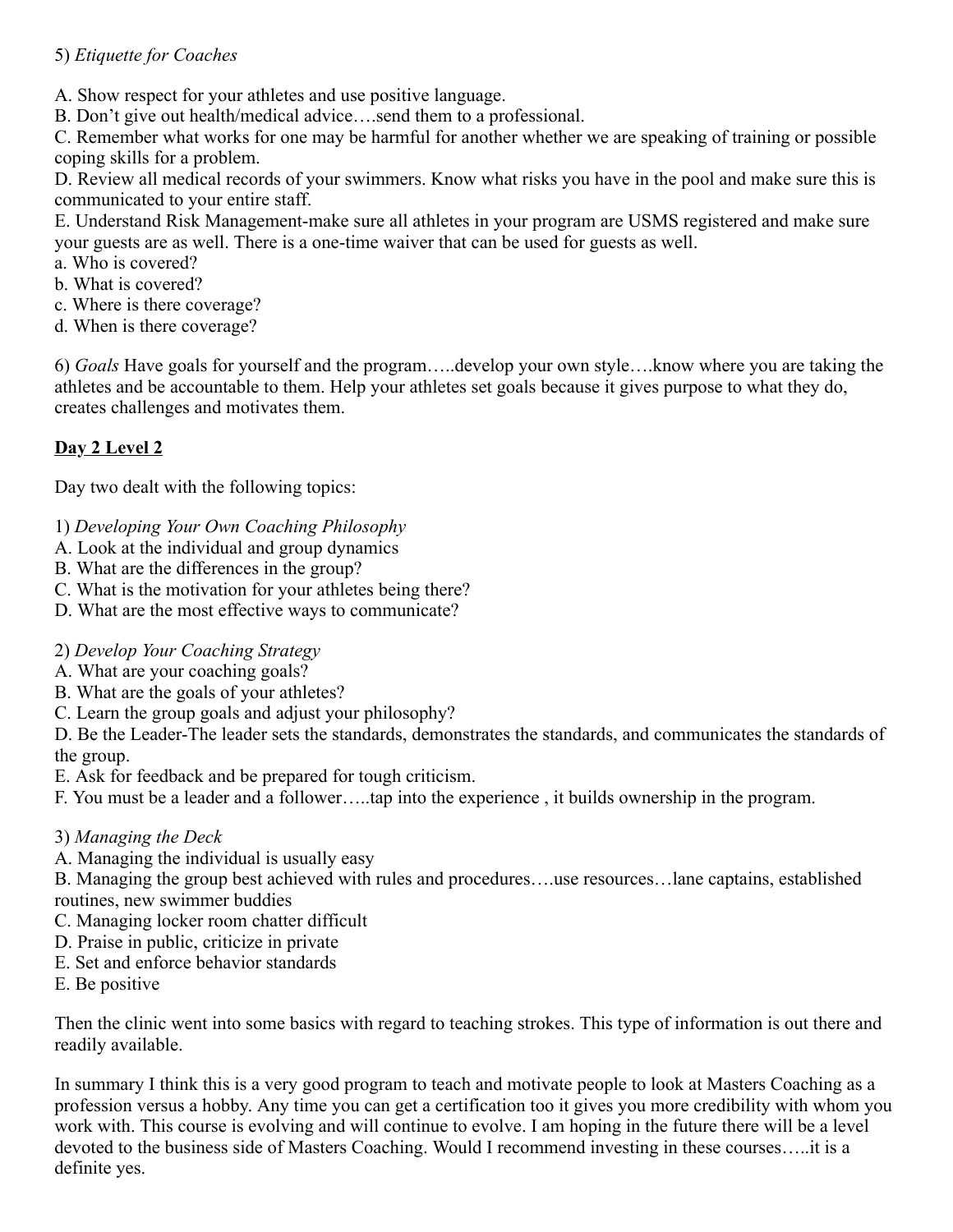5) *Etiquette for Coaches*

A. Show respect for your athletes and use positive language.
B. Don't give out health/medical advice….send them to a professional.
C. Remember what works for one may be harmful for another whether we are speaking of training or possible coping skills for a problem.
D. Review all medical records of your swimmers. Know what risks you have in the pool and make sure this is communicated to your entire staff.
E. Understand Risk Management-make sure all athletes in your program are USMS registered and make sure your guests are as well. There is a one-time waiver that can be used for guests as well.
a. Who is covered?
b. What is covered?
c. Where is there coverage?
d. When is there coverage?

6) *Goals* Have goals for yourself and the program…..develop your own style….know where you are taking the athletes and be accountable to them. Help your athletes set goals because it gives purpose to what they do, creates challenges and motivates them.

## **Day 2 Level 2**

Day two dealt with the following topics:

1) *Developing Your Own Coaching Philosophy*
A. Look at the individual and group dynamics
B. What are the differences in the group?
C. What is the motivation for your athletes being there?
D. What are the most effective ways to communicate?

2) *Develop Your Coaching Strategy*
A. What are your coaching goals?
B. What are the goals of your athletes?
C. Learn the group goals and adjust your philosophy?
D. Be the Leader-The leader sets the standards, demonstrates the standards, and communicates the standards of the group.
E. Ask for feedback and be prepared for tough criticism.
F. You must be a leader and a follower…..tap into the experience , it builds ownership in the program.

3) *Managing the Deck*
A. Managing the individual is usually easy
B. Managing the group best achieved with rules and procedures….use resources…lane captains, established routines, new swimmer buddies
C. Managing locker room chatter difficult
D. Praise in public, criticize in private
E. Set and enforce behavior standards
E. Be positive

Then the clinic went into some basics with regard to teaching strokes. This type of information is out there and readily available.

In summary I think this is a very good program to teach and motivate people to look at Masters Coaching as a profession versus a hobby. Any time you can get a certification too it gives you more credibility with whom you work with. This course is evolving and will continue to evolve. I am hoping in the future there will be a level devoted to the business side of Masters Coaching. Would I recommend investing in these courses…..it is a definite yes.